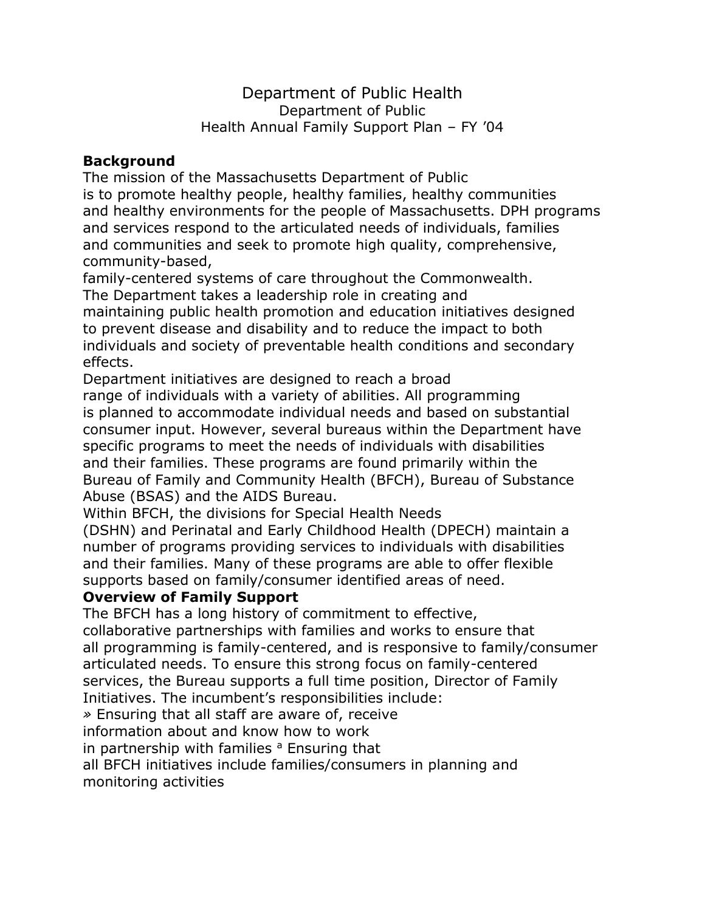# Department of Public Health

Department of Public
Health Annual Family Support Plan – FY '04

## Background

The mission of the Massachusetts Department of Public is to promote healthy people, healthy families, healthy communities and healthy environments for the people of Massachusetts. DPH programs and services respond to the articulated needs of individuals, families and communities and seek to promote high quality, comprehensive, community-based, family-centered systems of care throughout the Commonwealth. The Department takes a leadership role in creating and maintaining public health promotion and education initiatives designed to prevent disease and disability and to reduce the impact to both individuals and society of preventable health conditions and secondary effects.

Department initiatives are designed to reach a broad range of individuals with a variety of abilities. All programming is planned to accommodate individual needs and based on substantial consumer input. However, several bureaus within the Department have specific programs to meet the needs of individuals with disabilities and their families. These programs are found primarily within the Bureau of Family and Community Health (BFCH), Bureau of Substance Abuse (BSAS) and the AIDS Bureau.

Within BFCH, the divisions for Special Health Needs (DSHN) and Perinatal and Early Childhood Health (DPECH) maintain a number of programs providing services to individuals with disabilities and their families. Many of these programs are able to offer flexible supports based on family/consumer identified areas of need.

## Overview of Family Support

The BFCH has a long history of commitment to effective, collaborative partnerships with families and works to ensure that all programming is family-centered, and is responsive to family/consumer articulated needs. To ensure this strong focus on family-centered services, the Bureau supports a full time position, Director of Family Initiatives. The incumbent's responsibilities include:

- Ensuring that all staff are aware of, receive information about and know how to work in partnership with families
- Ensuring that all BFCH initiatives include families/consumers in planning and monitoring activities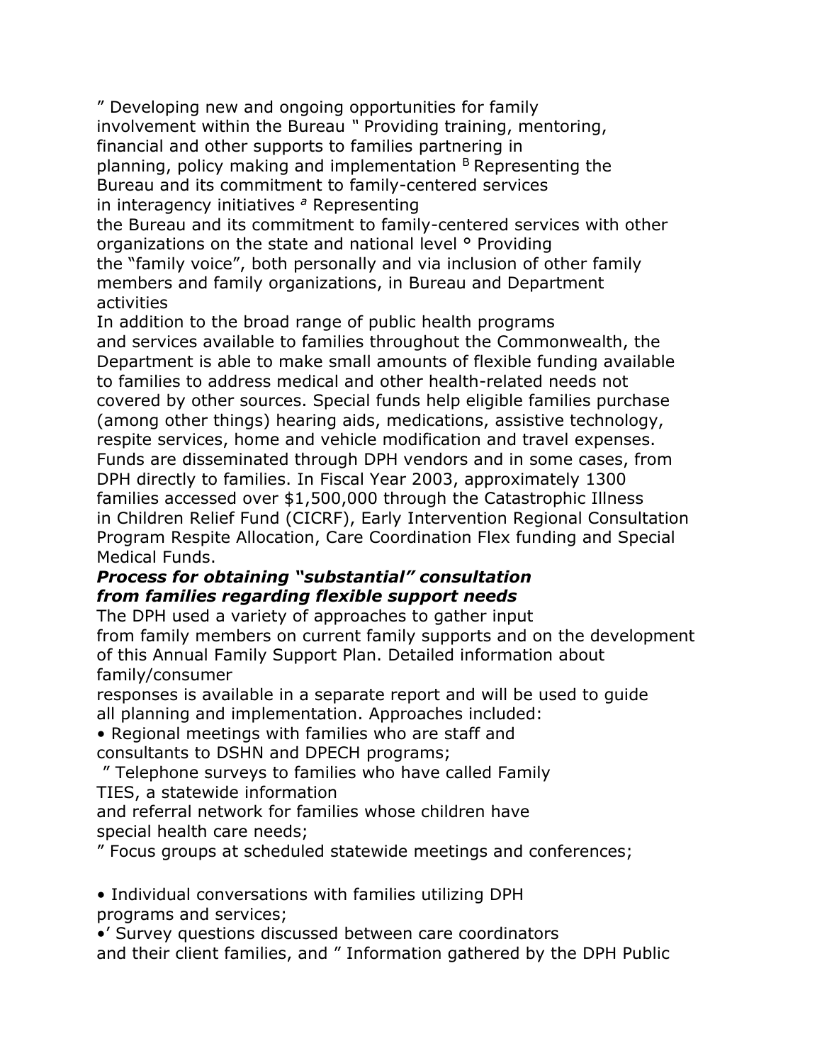" Developing new and ongoing opportunities for family involvement within the Bureau " Providing training, mentoring, financial and other supports to families partnering in planning, policy making and implementation B Representing the Bureau and its commitment to family-centered services in interagency initiatives a Representing the Bureau and its commitment to family-centered services with other organizations on the state and national level ° Providing the "family voice", both personally and via inclusion of other family members and family organizations, in Bureau and Department activities

In addition to the broad range of public health programs and services available to families throughout the Commonwealth, the Department is able to make small amounts of flexible funding available to families to address medical and other health-related needs not covered by other sources. Special funds help eligible families purchase (among other things) hearing aids, medications, assistive technology, respite services, home and vehicle modification and travel expenses. Funds are disseminated through DPH vendors and in some cases, from DPH directly to families. In Fiscal Year 2003, approximately 1300 families accessed over $1,500,000 through the Catastrophic Illness in Children Relief Fund (CICRF), Early Intervention Regional Consultation Program Respite Allocation, Care Coordination Flex funding and Special Medical Funds.

***Process for obtaining "substantial" consultation from families regarding flexible support needs***

The DPH used a variety of approaches to gather input from family members on current family supports and on the development of this Annual Family Support Plan. Detailed information about family/consumer responses is available in a separate report and will be used to guide all planning and implementation. Approaches included:

• Regional meetings with families who are staff and consultants to DSHN and DPECH programs;

" Telephone surveys to families who have called Family TIES, a statewide information and referral network for families whose children have special health care needs;

" Focus groups at scheduled statewide meetings and conferences;

• Individual conversations with families utilizing DPH programs and services;

•' Survey questions discussed between care coordinators and their client families, and " Information gathered by the DPH Public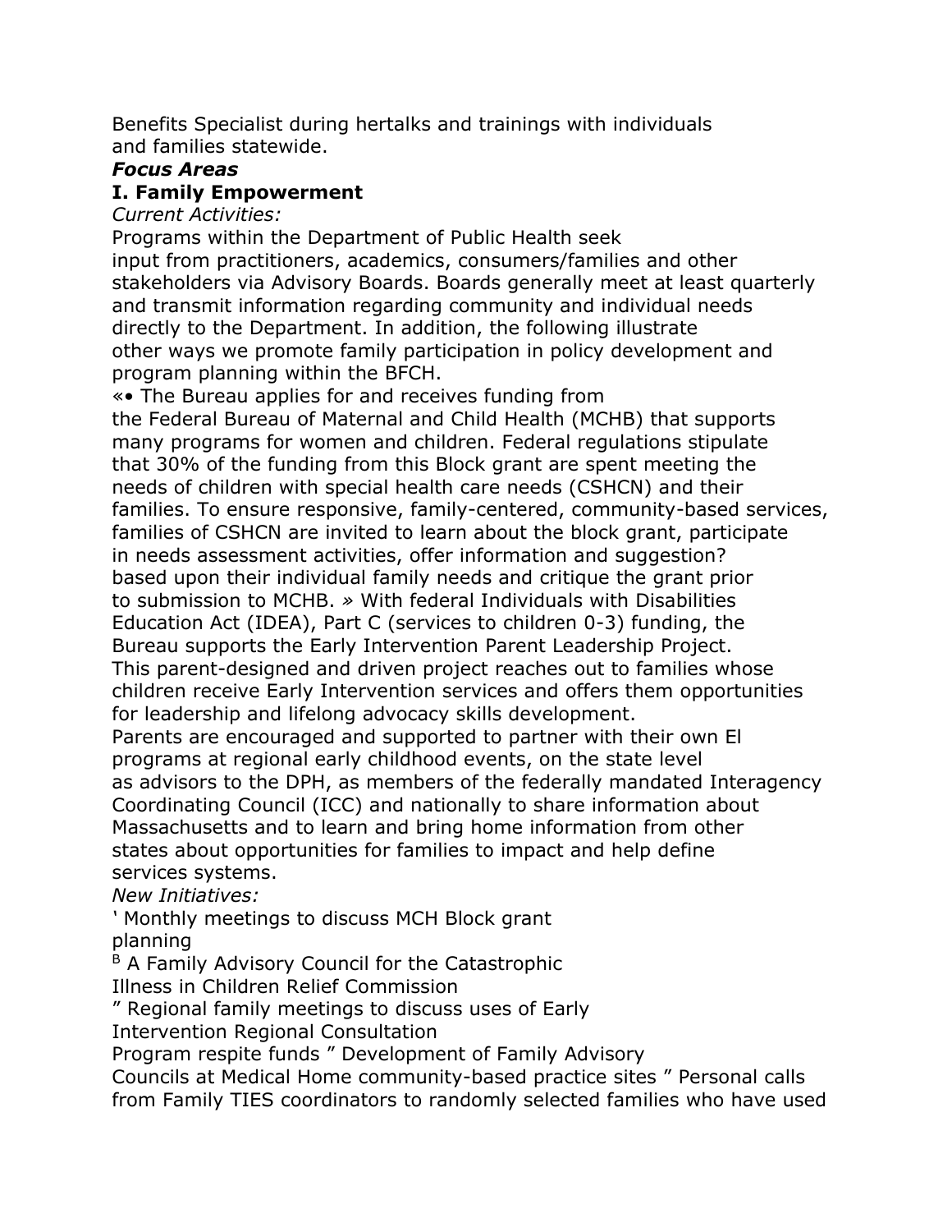Benefits Specialist during hertalks and trainings with individuals and families statewide.

***Focus Areas***

**I. Family Empowerment**

*Current Activities:*

Programs within the Department of Public Health seek input from practitioners, academics, consumers/families and other stakeholders via Advisory Boards. Boards generally meet at least quarterly and transmit information regarding community and individual needs directly to the Department. In addition, the following illustrate other ways we promote family participation in policy development and program planning within the BFCH.

«• The Bureau applies for and receives funding from the Federal Bureau of Maternal and Child Health (MCHB) that supports many programs for women and children. Federal regulations stipulate that 30% of the funding from this Block grant are spent meeting the needs of children with special health care needs (CSHCN) and their families. To ensure responsive, family-centered, community-based services, families of CSHCN are invited to learn about the block grant, participate in needs assessment activities, offer information and suggestion? based upon their individual family needs and critique the grant prior to submission to MCHB. » With federal Individuals with Disabilities Education Act (IDEA), Part C (services to children 0-3) funding, the Bureau supports the Early Intervention Parent Leadership Project. This parent-designed and driven project reaches out to families whose children receive Early Intervention services and offers them opportunities for leadership and lifelong advocacy skills development. Parents are encouraged and supported to partner with their own El programs at regional early childhood events, on the state level as advisors to the DPH, as members of the federally mandated Interagency Coordinating Council (ICC) and nationally to share information about Massachusetts and to learn and bring home information from other states about opportunities for families to impact and help define services systems.

*New Initiatives:*

' Monthly meetings to discuss MCH Block grant planning

B A Family Advisory Council for the Catastrophic Illness in Children Relief Commission

" Regional family meetings to discuss uses of Early Intervention Regional Consultation Program respite funds " Development of Family Advisory Councils at Medical Home community-based practice sites " Personal calls from Family TIES coordinators to randomly selected families who have used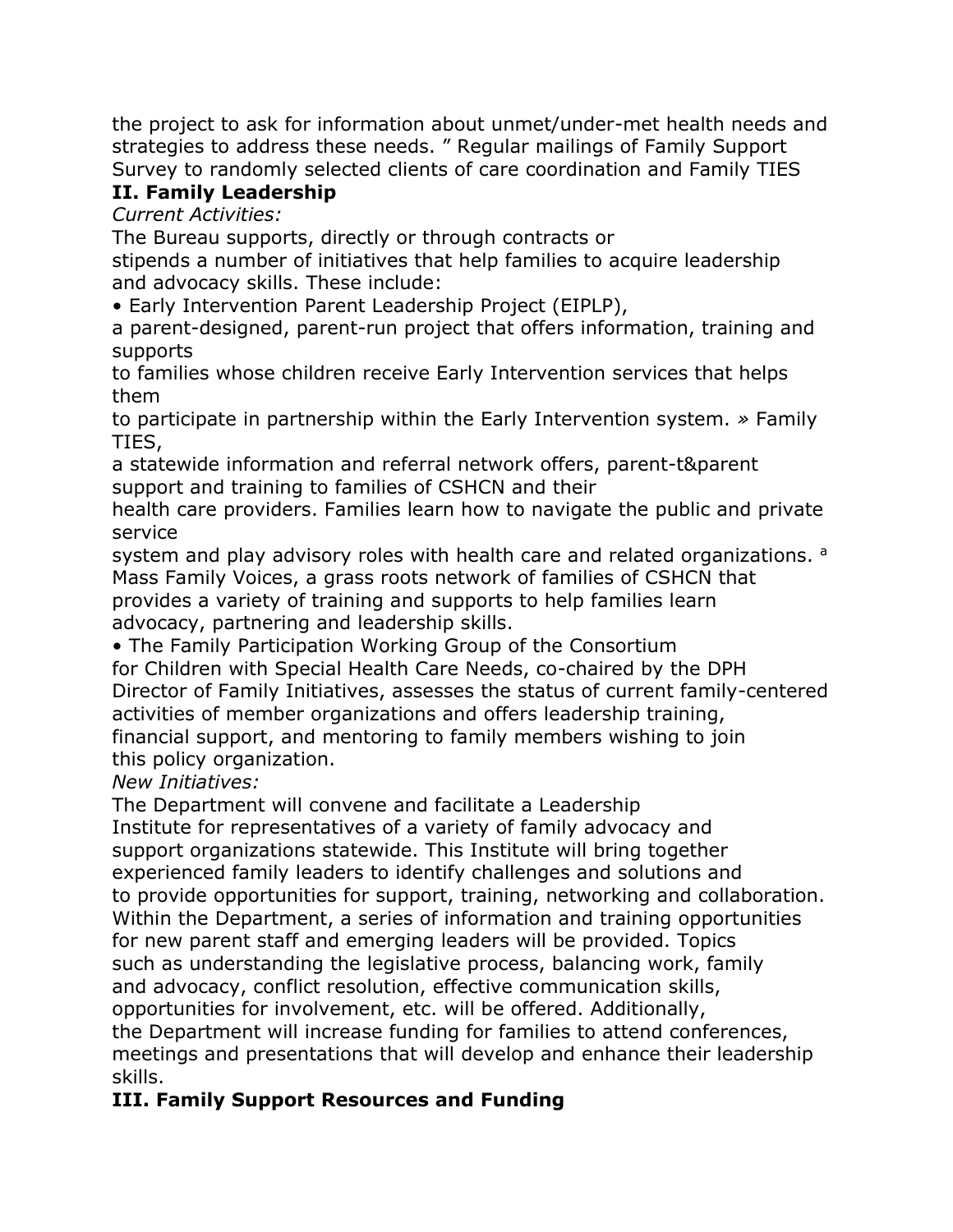the project to ask for information about unmet/under-met health needs and strategies to address these needs. ” Regular mailings of Family Support Survey to randomly selected clients of care coordination and Family TIES

## II. Family Leadership

*Current Activities:*

The Bureau supports, directly or through contracts or stipends a number of initiatives that help families to acquire leadership and advocacy skills. These include:

- Early Intervention Parent Leadership Project (EIPLP), a parent-designed, parent-run project that offers information, training and supports to families whose children receive Early Intervention services that helps them to participate in partnership within the Early Intervention system. » Family TIES, a statewide information and referral network offers, parent-t&parent support and training to families of CSHCN and their health care providers. Families learn how to navigate the public and private service system and play advisory roles with health care and related organizations. ª Mass Family Voices, a grass roots network of families of CSHCN that provides a variety of training and supports to help families learn advocacy, partnering and leadership skills.
- The Family Participation Working Group of the Consortium for Children with Special Health Care Needs, co-chaired by the DPH Director of Family Initiatives, assesses the status of current family-centered activities of member organizations and offers leadership training, financial support, and mentoring to family members wishing to join this policy organization.

*New Initiatives:*

The Department will convene and facilitate a Leadership Institute for representatives of a variety of family advocacy and support organizations statewide. This Institute will bring together experienced family leaders to identify challenges and solutions and to provide opportunities for support, training, networking and collaboration. Within the Department, a series of information and training opportunities for new parent staff and emerging leaders will be provided. Topics such as understanding the legislative process, balancing work, family and advocacy, conflict resolution, effective communication skills, opportunities for involvement, etc. will be offered. Additionally, the Department will increase funding for families to attend conferences, meetings and presentations that will develop and enhance their leadership skills.

## III. Family Support Resources and Funding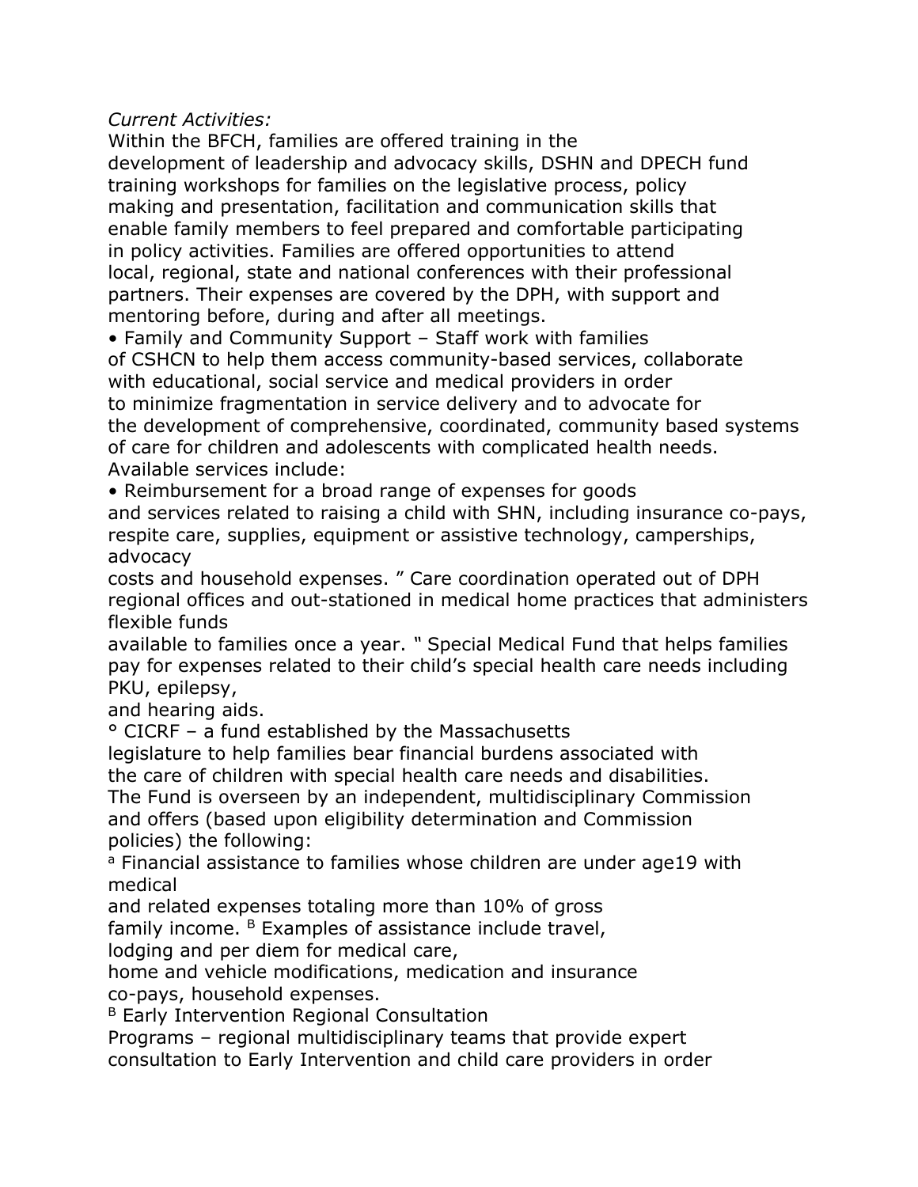*Current Activities:*

Within the BFCH, families are offered training in the development of leadership and advocacy skills, DSHN and DPECH fund training workshops for families on the legislative process, policy making and presentation, facilitation and communication skills that enable family members to feel prepared and comfortable participating in policy activities. Families are offered opportunities to attend local, regional, state and national conferences with their professional partners. Their expenses are covered by the DPH, with support and mentoring before, during and after all meetings.

• Family and Community Support – Staff work with families of CSHCN to help them access community-based services, collaborate with educational, social service and medical providers in order to minimize fragmentation in service delivery and to advocate for the development of comprehensive, coordinated, community based systems of care for children and adolescents with complicated health needs. Available services include:

• Reimbursement for a broad range of expenses for goods and services related to raising a child with SHN, including insurance co-pays, respite care, supplies, equipment or assistive technology, camperships, advocacy costs and household expenses. " Care coordination operated out of DPH regional offices and out-stationed in medical home practices that administers flexible funds available to families once a year. " Special Medical Fund that helps families pay for expenses related to their child's special health care needs including PKU, epilepsy, and hearing aids.

° CICRF – a fund established by the Massachusetts legislature to help families bear financial burdens associated with the care of children with special health care needs and disabilities. The Fund is overseen by an independent, multidisciplinary Commission and offers (based upon eligibility determination and Commission policies) the following:

[a] Financial assistance to families whose children are under age19 with medical and related expenses totaling more than 10% of gross family income. [B] Examples of assistance include travel, lodging and per diem for medical care, home and vehicle modifications, medication and insurance co-pays, household expenses.

[B] Early Intervention Regional Consultation Programs – regional multidisciplinary teams that provide expert consultation to Early Intervention and child care providers in order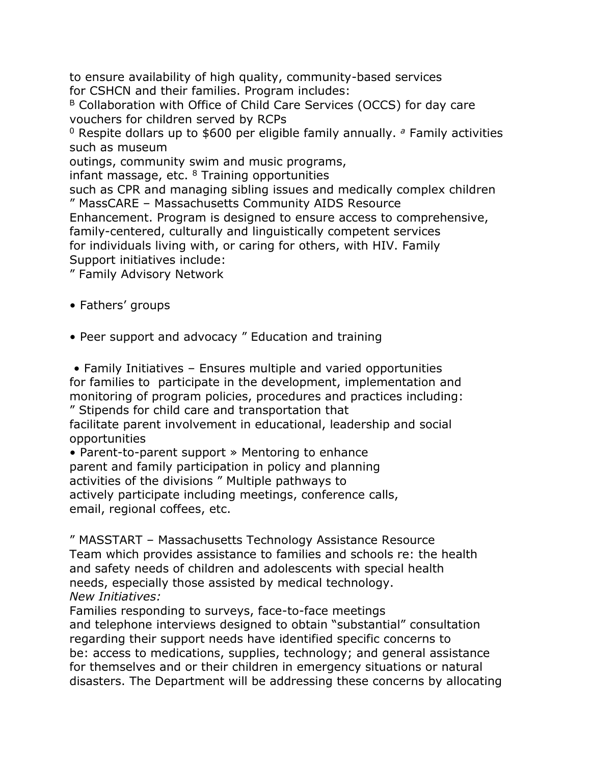to ensure availability of high quality, community-based services for CSHCN and their families. Program includes:

[B] Collaboration with Office of Child Care Services (OCCS) for day care vouchers for children served by RCPs

[0] Respite dollars up to $600 per eligible family annually. [a] Family activities such as museum outings, community swim and music programs, infant massage, etc. [8] Training opportunities such as CPR and managing sibling issues and medically complex children

” MassCARE – Massachusetts Community AIDS Resource Enhancement. Program is designed to ensure access to comprehensive, family-centered, culturally and linguistically competent services for individuals living with, or caring for others, with HIV. Family Support initiatives include:

” Family Advisory Network

- Fathers’ groups

- Peer support and advocacy ” Education and training

- Family Initiatives – Ensures multiple and varied opportunities for families to participate in the development, implementation and monitoring of program policies, procedures and practices including:

” Stipends for child care and transportation that facilitate parent involvement in educational, leadership and social opportunities

- Parent-to-parent support » Mentoring to enhance parent and family participation in policy and planning activities of the divisions ” Multiple pathways to actively participate including meetings, conference calls, email, regional coffees, etc.

” MASSTART – Massachusetts Technology Assistance Resource Team which provides assistance to families and schools re: the health and safety needs of children and adolescents with special health needs, especially those assisted by medical technology.

*New Initiatives:*

Families responding to surveys, face-to-face meetings and telephone interviews designed to obtain “substantial” consultation regarding their support needs have identified specific concerns to be: access to medications, supplies, technology; and general assistance for themselves and or their children in emergency situations or natural disasters. The Department will be addressing these concerns by allocating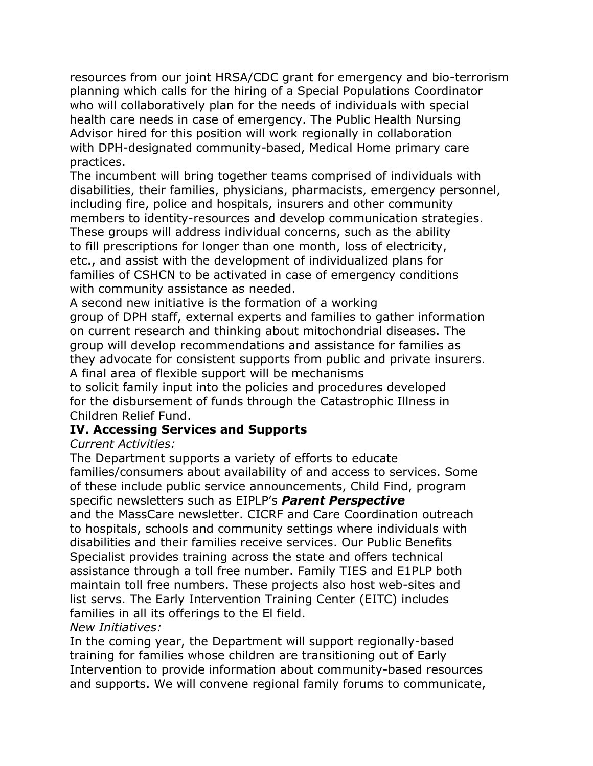resources from our joint HRSA/CDC grant for emergency and bio-terrorism planning which calls for the hiring of a Special Populations Coordinator who will collaboratively plan for the needs of individuals with special health care needs in case of emergency. The Public Health Nursing Advisor hired for this position will work regionally in collaboration with DPH-designated community-based, Medical Home primary care practices.

The incumbent will bring together teams comprised of individuals with disabilities, their families, physicians, pharmacists, emergency personnel, including fire, police and hospitals, insurers and other community members to identity-resources and develop communication strategies. These groups will address individual concerns, such as the ability to fill prescriptions for longer than one month, loss of electricity, etc., and assist with the development of individualized plans for families of CSHCN to be activated in case of emergency conditions with community assistance as needed.

A second new initiative is the formation of a working group of DPH staff, external experts and families to gather information on current research and thinking about mitochondrial diseases. The group will develop recommendations and assistance for families as they advocate for consistent supports from public and private insurers.

A final area of flexible support will be mechanisms to solicit family input into the policies and procedures developed for the disbursement of funds through the Catastrophic Illness in Children Relief Fund.

## IV. Accessing Services and Supports

*Current Activities:*

The Department supports a variety of efforts to educate families/consumers about availability of and access to services. Some of these include public service announcements, Child Find, program specific newsletters such as EIPLP's ***Parent Perspective*** and the MassCare newsletter. CICRF and Care Coordination outreach to hospitals, schools and community settings where individuals with disabilities and their families receive services. Our Public Benefits Specialist provides training across the state and offers technical assistance through a toll free number. Family TIES and E1PLP both maintain toll free numbers. These projects also host web-sites and list servs. The Early Intervention Training Center (EITC) includes families in all its offerings to the El field.

*New Initiatives:*

In the coming year, the Department will support regionally-based training for families whose children are transitioning out of Early Intervention to provide information about community-based resources and supports. We will convene regional family forums to communicate,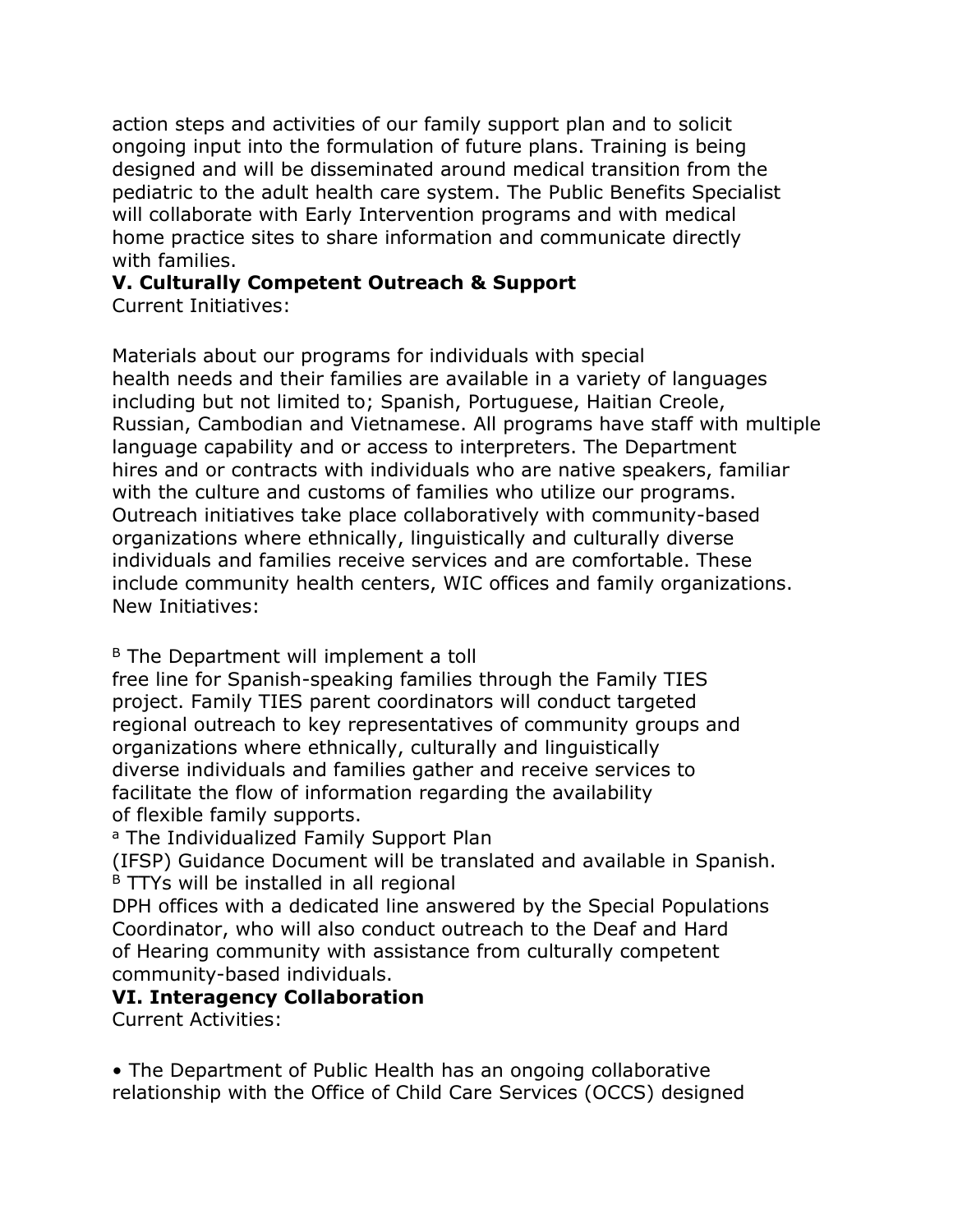action steps and activities of our family support plan and to solicit ongoing input into the formulation of future plans. Training is being designed and will be disseminated around medical transition from the pediatric to the adult health care system. The Public Benefits Specialist will collaborate with Early Intervention programs and with medical home practice sites to share information and communicate directly with families.

**V. Culturally Competent Outreach & Support**

Current Initiatives:

Materials about our programs for individuals with special health needs and their families are available in a variety of languages including but not limited to; Spanish, Portuguese, Haitian Creole, Russian, Cambodian and Vietnamese. All programs have staff with multiple language capability and or access to interpreters. The Department hires and or contracts with individuals who are native speakers, familiar with the culture and customs of families who utilize our programs. Outreach initiatives take place collaboratively with community-based organizations where ethnically, linguistically and culturally diverse individuals and families receive services and are comfortable. These include community health centers, WIC offices and family organizations.

New Initiatives:

[B] The Department will implement a toll free line for Spanish-speaking families through the Family TIES project. Family TIES parent coordinators will conduct targeted regional outreach to key representatives of community groups and organizations where ethnically, culturally and linguistically diverse individuals and families gather and receive services to facilitate the flow of information regarding the availability of flexible family supports.

[a] The Individualized Family Support Plan (IFSP) Guidance Document will be translated and available in Spanish.

[B] TTYs will be installed in all regional DPH offices with a dedicated line answered by the Special Populations Coordinator, who will also conduct outreach to the Deaf and Hard of Hearing community with assistance from culturally competent community-based individuals.

**VI. Interagency Collaboration**

Current Activities:

- The Department of Public Health has an ongoing collaborative relationship with the Office of Child Care Services (OCCS) designed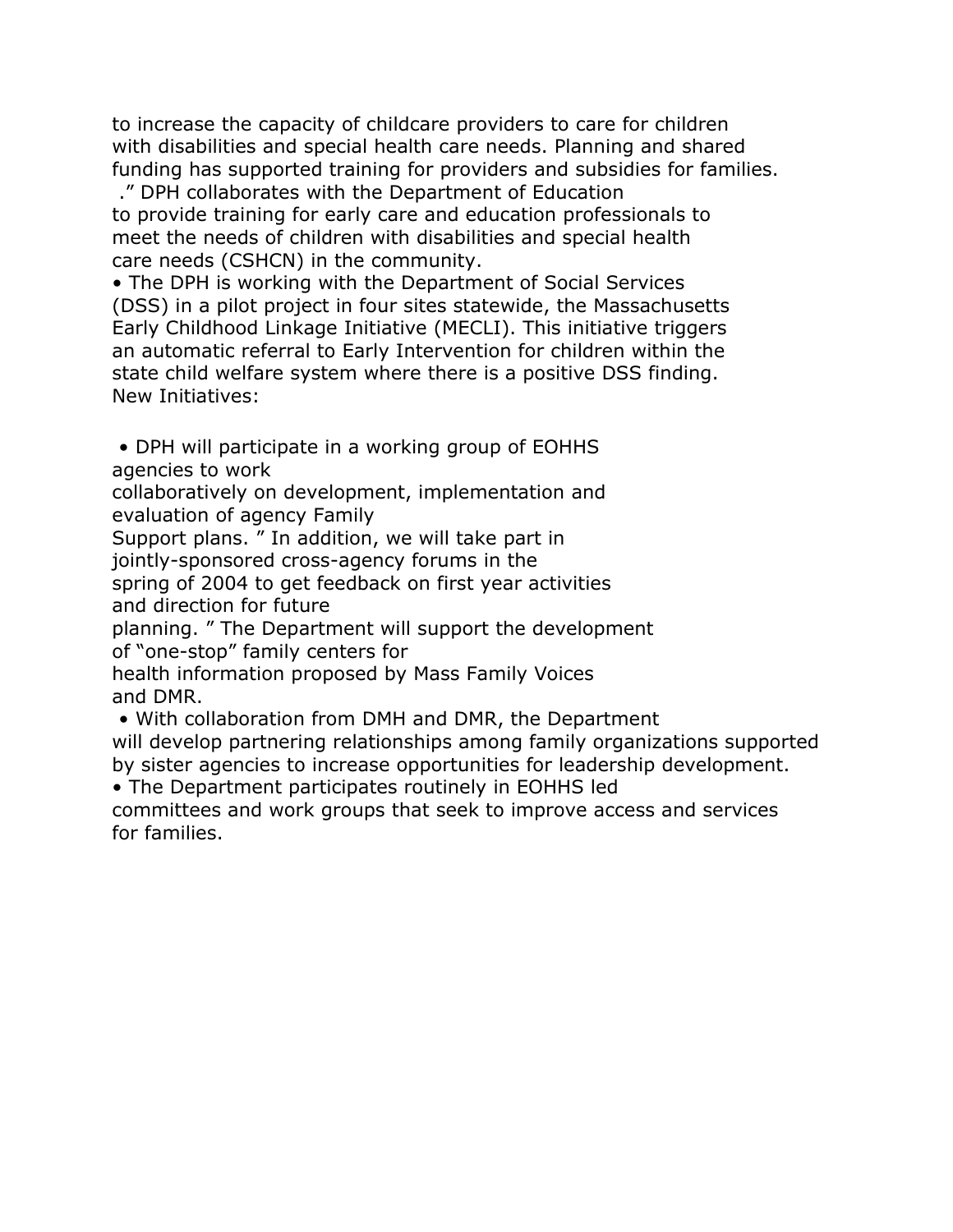to increase the capacity of childcare providers to care for children with disabilities and special health care needs. Planning and shared funding has supported training for providers and subsidies for families. ." DPH collaborates with the Department of Education to provide training for early care and education professionals to meet the needs of children with disabilities and special health care needs (CSHCN) in the community.

- The DPH is working with the Department of Social Services (DSS) in a pilot project in four sites statewide, the Massachusetts Early Childhood Linkage Initiative (MECLI). This initiative triggers an automatic referral to Early Intervention for children within the state child welfare system where there is a positive DSS finding.

New Initiatives:

- DPH will participate in a working group of EOHHS agencies to work collaboratively on development, implementation and evaluation of agency Family Support plans. " In addition, we will take part in jointly-sponsored cross-agency forums in the spring of 2004 to get feedback on first year activities and direction for future planning. " The Department will support the development of "one-stop" family centers for health information proposed by Mass Family Voices and DMR.
- With collaboration from DMH and DMR, the Department will develop partnering relationships among family organizations supported by sister agencies to increase opportunities for leadership development.
- The Department participates routinely in EOHHS led committees and work groups that seek to improve access and services for families.